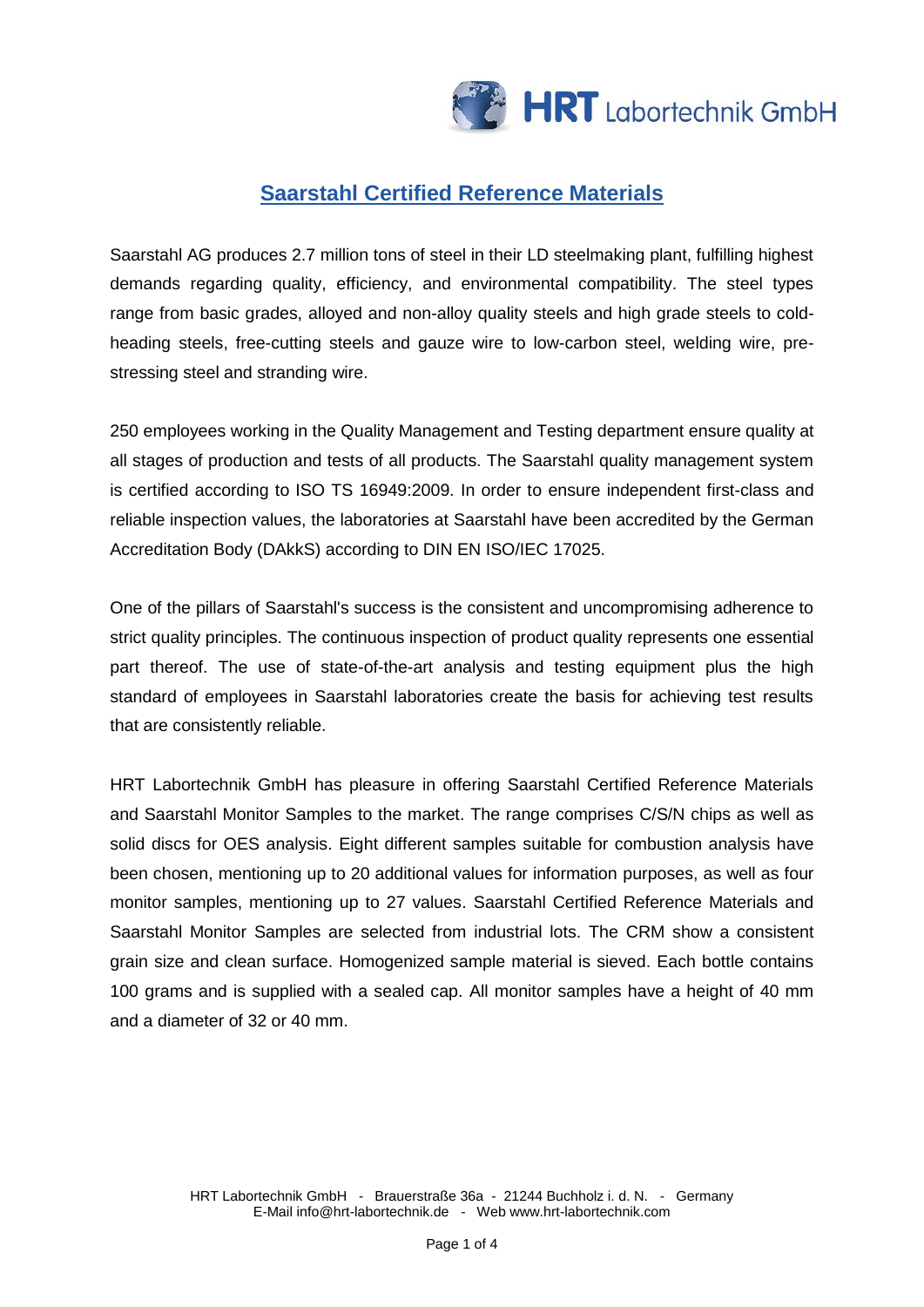# Saarstahl Certified Reference Materials

Saarstahl AG produces 2.7 million tons of steel in their LD steelmaking plant, fulfilling highest demands regarding quality, efficiency, and environmental compatibility. The steel types range from basic grades, alloyed and non-alloy quality steels and high grade steels to cold-heading steels, free-cutting steels and gauze wire to low-carbon steel, welding wire, pre-stressing steel and stranding wire.

250 employees working in the Quality Management and Testing department ensure quality at all stages of production and tests of all products. The Saarstahl quality management system is certified according to ISO TS 16949:2009. In order to ensure independent first-class and reliable inspection values, the laboratories at Saarstahl have been accredited by the German Accreditation Body (DAkkS) according to DIN EN ISO/IEC 17025.

One of the pillars of Saarstahl's success is the consistent and uncompromising adherence to strict quality principles. The continuous inspection of product quality represents one essential part thereof. The use of state-of-the-art analysis and testing equipment plus the high standard of employees in Saarstahl laboratories create the basis for achieving test results that are consistently reliable.

HRT Labortechnik GmbH has pleasure in offering Saarstahl Certified Reference Materials and Saarstahl Monitor Samples to the market. The range comprises C/S/N chips as well as solid discs for OES analysis. Eight different samples suitable for combustion analysis have been chosen, mentioning up to 20 additional values for information purposes, as well as four monitor samples, mentioning up to 27 values. Saarstahl Certified Reference Materials and Saarstahl Monitor Samples are selected from industrial lots. The CRM show a consistent grain size and clean surface. Homogenized sample material is sieved. Each bottle contains 100 grams and is supplied with a sealed cap. All monitor samples have a height of 40 mm and a diameter of 32 or 40 mm.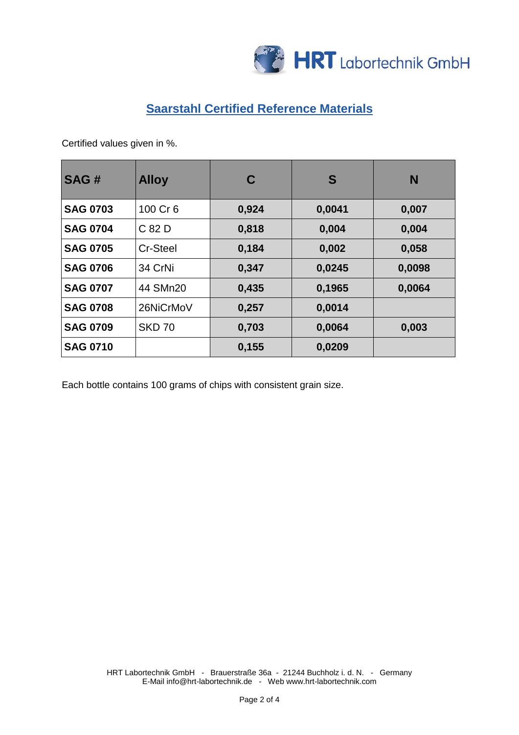## Saarstahl Certified Reference Materials

Certified values given in %.

| SAG # | Alloy | C | S | N |
|---|---|---|---|---|
| **SAG 0703** | 100 Cr 6 | **0,924** | **0,0041** | **0,007** |
| **SAG 0704** | C 82 D | **0,818** | **0,004** | **0,004** |
| **SAG 0705** | Cr-Steel | **0,184** | **0,002** | **0,058** |
| **SAG 0706** | 34 CrNi | **0,347** | **0,0245** | **0,0098** |
| **SAG 0707** | 44 SMn20 | **0,435** | **0,1965** | **0,0064** |
| **SAG 0708** | 26NiCrMoV | **0,257** | **0,0014** | |
| **SAG 0709** | SKD 70 | **0,703** | **0,0064** | **0,003** |
| **SAG 0710** | | **0,155** | **0,0209** | |

Each bottle contains 100 grams of chips with consistent grain size.

HRT Labortechnik GmbH - Brauerstraße 36a - 21244 Buchholz i. d. N. - Germany
E-Mail info@hrt-labortechnik.de - Web www.hrt-labortechnik.com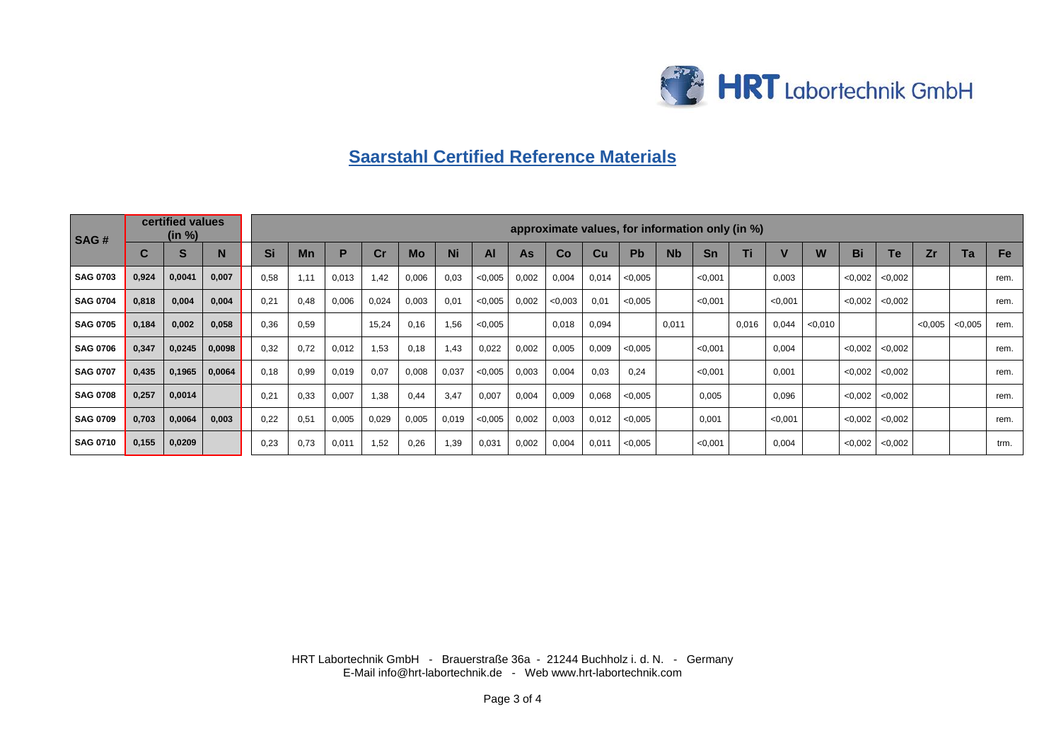## Saarstahl Certified Reference Materials

| SAG # | certified values (in %) | | | approximate values, for information only (in %) | | | | | | | | | | | | | | | | | | | | |
|---|---|---|---|---|---|---|---|---|---|---|---|---|---|---|---|---|---|---|---|---|---|---|---|---|
| | C | S | N | Si | Mn | P | Cr | Mo | Ni | Al | As | Co | Cu | Pb | Nb | Sn | Ti | V | W | Bi | Te | Zr | Ta | Fe |
| SAG 0703 | 0,924 | 0,0041 | 0,007 | 0,58 | 1,11 | 0,013 | 1,42 | 0,006 | 0,03 | <0,005 | 0,002 | 0,004 | 0,014 | <0,005 | | <0,001 | | 0,003 | | <0,002 | <0,002 | | | rem. |
| SAG 0704 | 0,818 | 0,004 | 0,004 | 0,21 | 0,48 | 0,006 | 0,024 | 0,003 | 0,01 | <0,005 | 0,002 | <0,003 | 0,01 | <0,005 | | <0,001 | | <0,001 | | <0,002 | <0,002 | | | rem. |
| SAG 0705 | 0,184 | 0,002 | 0,058 | 0,36 | 0,59 | | 15,24 | 0,16 | 1,56 | <0,005 | | 0,018 | 0,094 | | 0,011 | | 0,016 | 0,044 | <0,010 | | | <0,005 | <0,005 | rem. |
| SAG 0706 | 0,347 | 0,0245 | 0,0098 | 0,32 | 0,72 | 0,012 | 1,53 | 0,18 | 1,43 | 0,022 | 0,002 | 0,005 | 0,009 | <0,005 | | <0,001 | | 0,004 | | <0,002 | <0,002 | | | rem. |
| SAG 0707 | 0,435 | 0,1965 | 0,0064 | 0,18 | 0,99 | 0,019 | 0,07 | 0,008 | 0,037 | <0,005 | 0,003 | 0,004 | 0,03 | 0,24 | | <0,001 | | 0,001 | | <0,002 | <0,002 | | | rem. |
| SAG 0708 | 0,257 | 0,0014 | | 0,21 | 0,33 | 0,007 | 1,38 | 0,44 | 3,47 | 0,007 | 0,004 | 0,009 | 0,068 | <0,005 | | 0,005 | | 0,096 | | <0,002 | <0,002 | | | rem. |
| SAG 0709 | 0,703 | 0,0064 | 0,003 | 0,22 | 0,51 | 0,005 | 0,029 | 0,005 | 0,019 | <0,005 | 0,002 | 0,003 | 0,012 | <0,005 | | 0,001 | | <0,001 | | <0,002 | <0,002 | | | rem. |
| SAG 0710 | 0,155 | 0,0209 | | 0,23 | 0,73 | 0,011 | 1,52 | 0,26 | 1,39 | 0,031 | 0,002 | 0,004 | 0,011 | <0,005 | | <0,001 | | 0,004 | | <0,002 | <0,002 | | | trm. |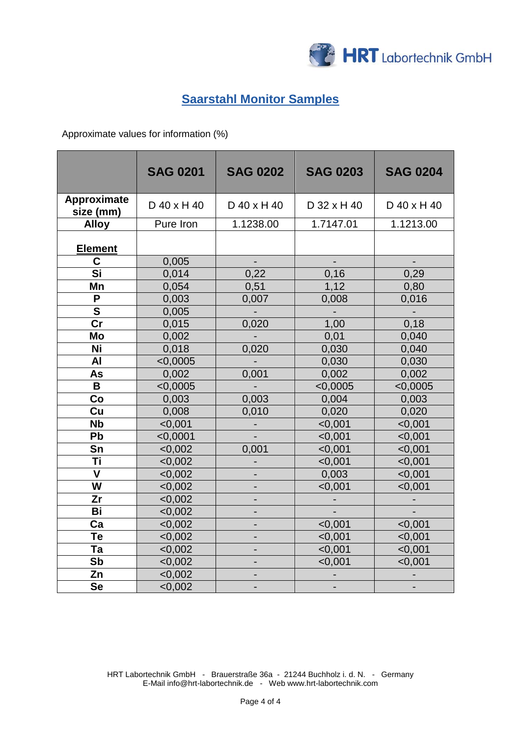## Saarstahl Monitor Samples

Approximate values for information (%)

| | SAG 0201 | SAG 0202 | SAG 0203 | SAG 0204 |
|---|---|---|---|---|
| **Approximate size (mm)** | D 40 x H 40 | D 40 x H 40 | D 32 x H 40 | D 40 x H 40 |
| **Alloy** | Pure Iron | 1.1238.00 | 1.7147.01 | 1.1213.00 |
| **Element** | | | | |
| **C** | 0,005 | - | - | - |
| **Si** | 0,014 | 0,22 | 0,16 | 0,29 |
| **Mn** | 0,054 | 0,51 | 1,12 | 0,80 |
| **P** | 0,003 | 0,007 | 0,008 | 0,016 |
| **S** | 0,005 | - | - | - |
| **Cr** | 0,015 | 0,020 | 1,00 | 0,18 |
| **Mo** | 0,002 | - | 0,01 | 0,040 |
| **Ni** | 0,018 | 0,020 | 0,030 | 0,040 |
| **Al** | <0,0005 | - | 0,030 | 0,030 |
| **As** | 0,002 | 0,001 | 0,002 | 0,002 |
| **B** | <0,0005 | - | <0,0005 | <0,0005 |
| **Co** | 0,003 | 0,003 | 0,004 | 0,003 |
| **Cu** | 0,008 | 0,010 | 0,020 | 0,020 |
| **Nb** | <0,001 | - | <0,001 | <0,001 |
| **Pb** | <0,0001 | - | <0,001 | <0,001 |
| **Sn** | <0,002 | 0,001 | <0,001 | <0,001 |
| **Ti** | <0,002 | - | <0,001 | <0,001 |
| **V** | <0,002 | - | 0,003 | <0,001 |
| **W** | <0,002 | - | <0,001 | <0,001 |
| **Zr** | <0,002 | - | - | - |
| **Bi** | <0,002 | - | - | - |
| **Ca** | <0,002 | - | <0,001 | <0,001 |
| **Te** | <0,002 | - | <0,001 | <0,001 |
| **Ta** | <0,002 | - | <0,001 | <0,001 |
| **Sb** | <0,002 | - | <0,001 | <0,001 |
| **Zn** | <0,002 | - | - | - |
| **Se** | <0,002 | - | - | - |